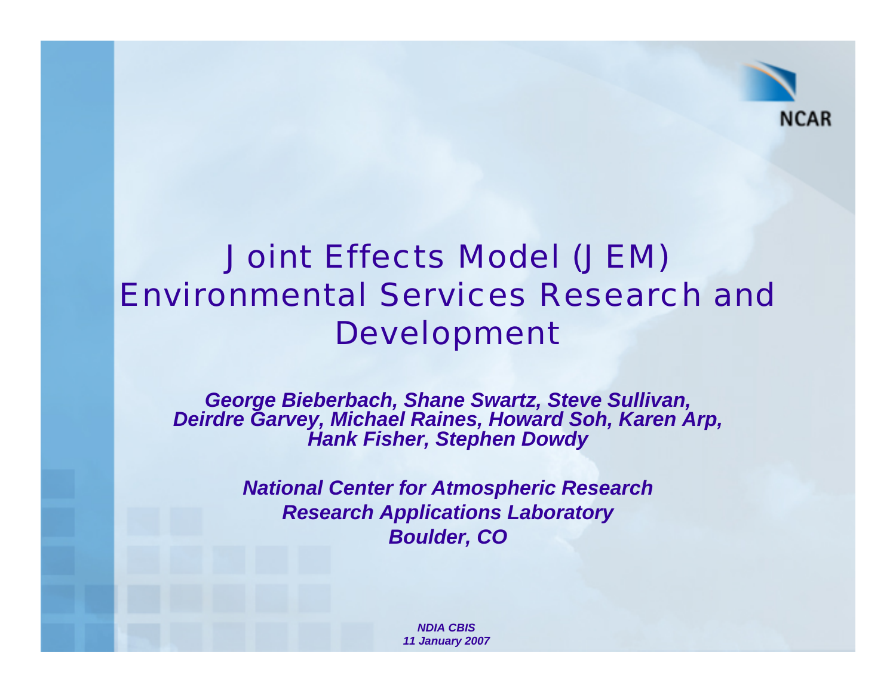NCAR

# Joint Effects Model (JEM) Environmental Services Research and Development

***George Bieberbach, Shane Swartz, Steve Sullivan, Deirdre Garvey, Michael Raines, Howard Soh, Karen Arp, Hank Fisher, Stephen Dowdy***

***National Center for Atmospheric Research***
***Research Applications Laboratory***
***Boulder, CO***

***NDIA CBIS***
***11 January 2007***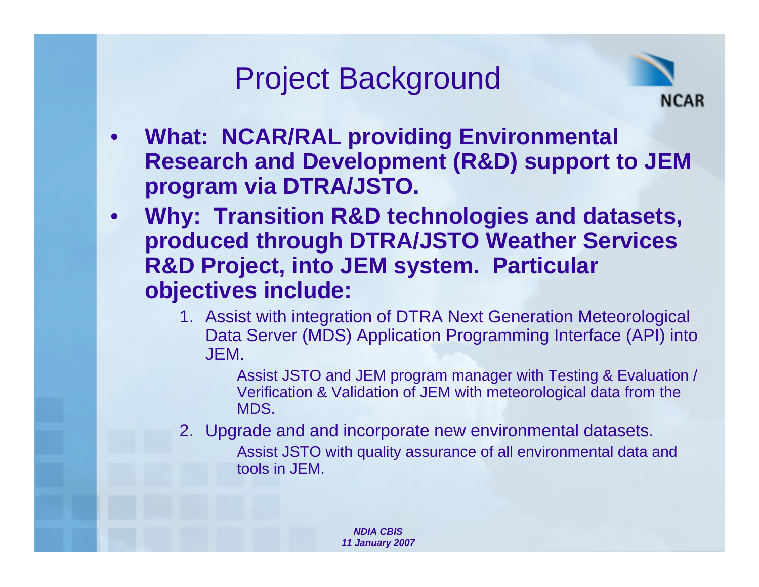# Project Background

- **What: NCAR/RAL providing Environmental Research and Development (R&D) support to JEM program via DTRA/JSTO.**
- **Why: Transition R&D technologies and datasets, produced through DTRA/JSTO Weather Services R&D Project, into JEM system. Particular objectives include:**
  1. Assist with integration of DTRA Next Generation Meteorological Data Server (MDS) Application Programming Interface (API) into JEM.

     Assist JSTO and JEM program manager with Testing & Evaluation / Verification & Validation of JEM with meteorological data from the MDS.
  2. Upgrade and and incorporate new environmental datasets.

     Assist JSTO with quality assurance of all environmental data and tools in JEM.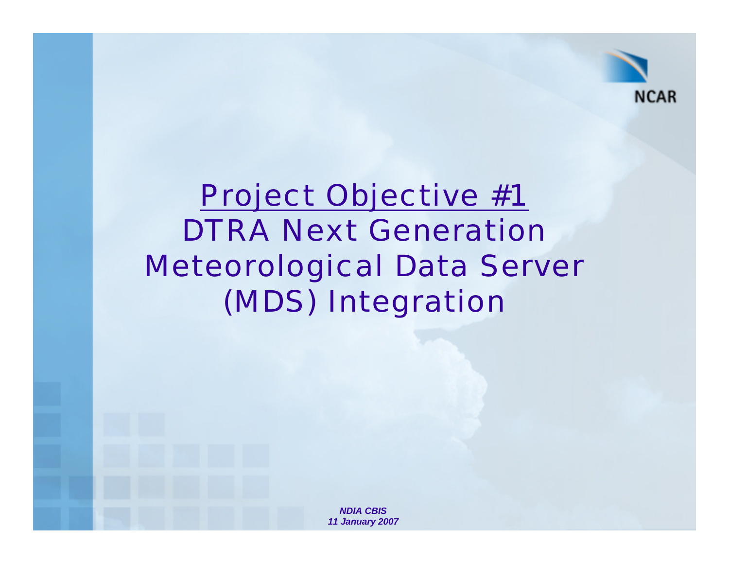# Project Objective #1

# DTRA Next Generation Meteorological Data Server (MDS) Integration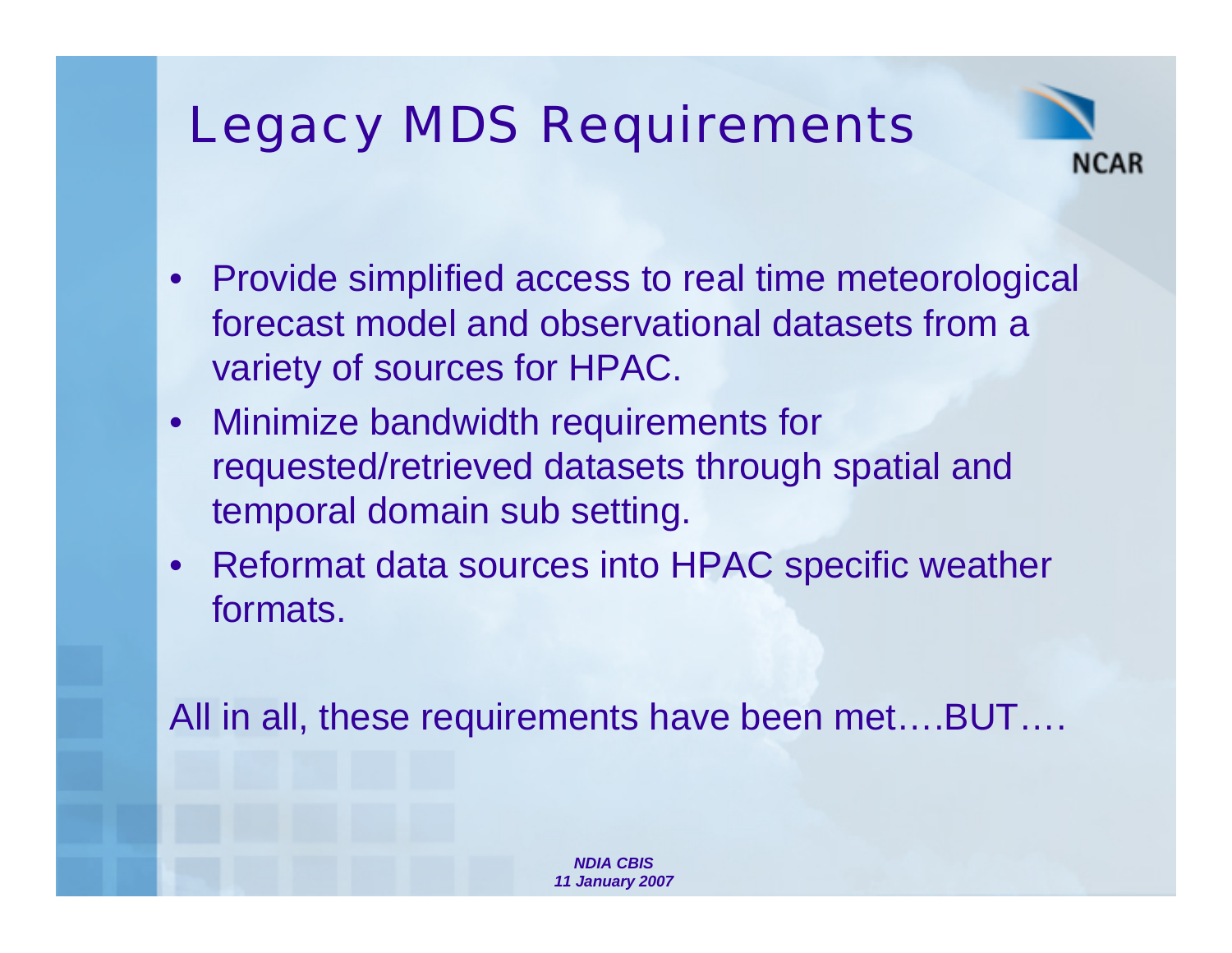# Legacy MDS Requirements

- Provide simplified access to real time meteorological forecast model and observational datasets from a variety of sources for HPAC.
- Minimize bandwidth requirements for requested/retrieved datasets through spatial and temporal domain sub setting.
- Reformat data sources into HPAC specific weather formats.

All in all, these requirements have been met….BUT….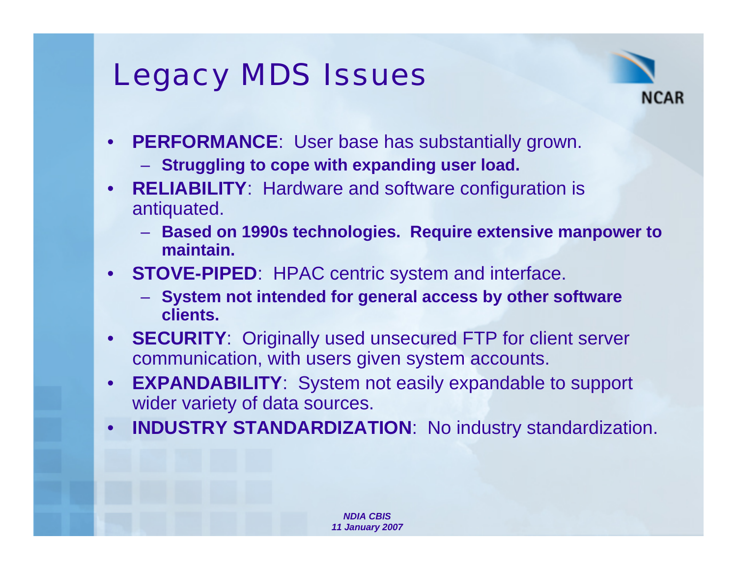# Legacy MDS Issues

- **PERFORMANCE**: User base has substantially grown.
  - **Struggling to cope with expanding user load.**
- **RELIABILITY**: Hardware and software configuration is antiquated.
  - **Based on 1990s technologies. Require extensive manpower to maintain.**
- **STOVE-PIPED**: HPAC centric system and interface.
  - **System not intended for general access by other software clients.**
- **SECURITY**: Originally used unsecured FTP for client server communication, with users given system accounts.
- **EXPANDABILITY**: System not easily expandable to support wider variety of data sources.
- **INDUSTRY STANDARDIZATION**: No industry standardization.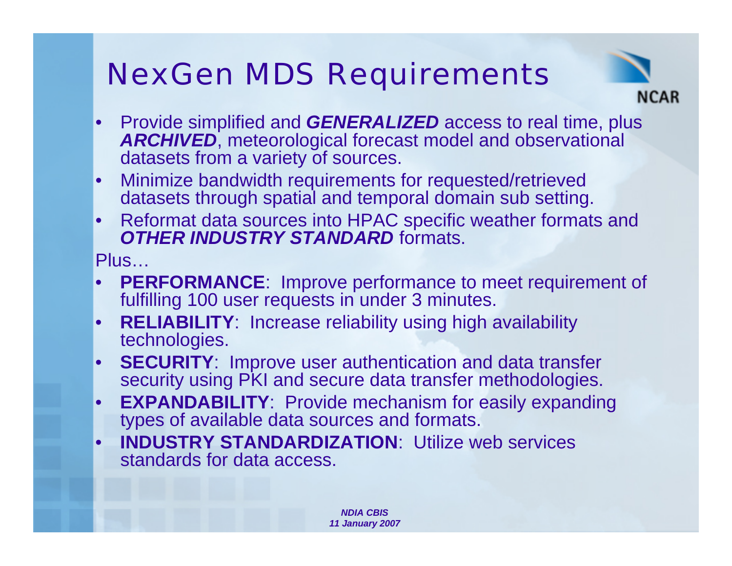# NexGen MDS Requirements

- Provide simplified and ***GENERALIZED*** access to real time, plus ***ARCHIVED***, meteorological forecast model and observational datasets from a variety of sources.
- Minimize bandwidth requirements for requested/retrieved datasets through spatial and temporal domain sub setting.
- Reformat data sources into HPAC specific weather formats and ***OTHER INDUSTRY STANDARD*** formats.

Plus…

- **PERFORMANCE**: Improve performance to meet requirement of fulfilling 100 user requests in under 3 minutes.
- **RELIABILITY**: Increase reliability using high availability technologies.
- **SECURITY**: Improve user authentication and data transfer security using PKI and secure data transfer methodologies.
- **EXPANDABILITY**: Provide mechanism for easily expanding types of available data sources and formats.
- **INDUSTRY STANDARDIZATION**: Utilize web services standards for data access.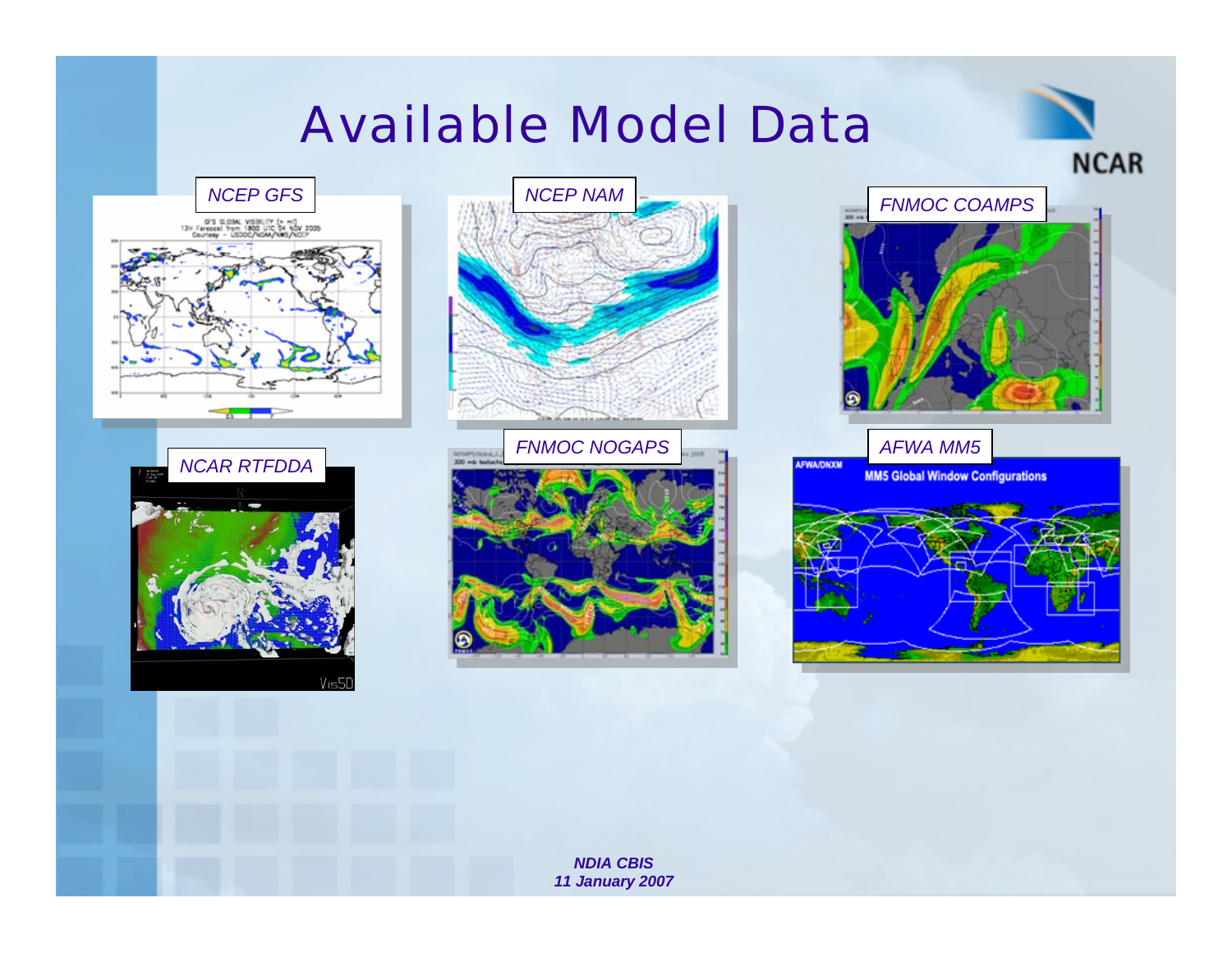# Available Model Data

*NCEP GFS*

*NCEP NAM*

*FNMOC COAMPS*

*NCAR RTFDDA*

*FNMOC NOGAPS*

*AFWA MM5*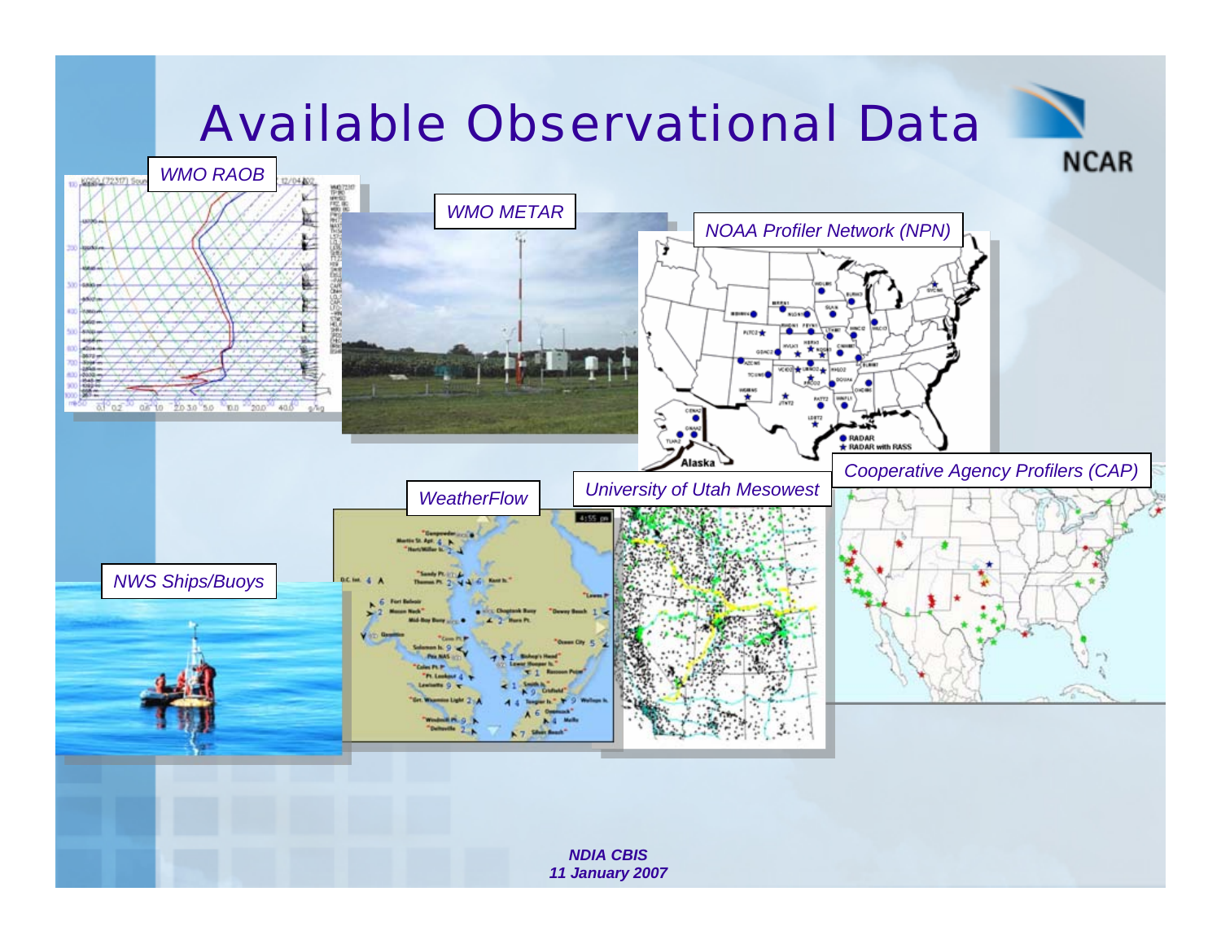# Available Observational Data

*WMO RAOB*

*WMO METAR*

*NOAA Profiler Network (NPN)*

*Cooperative Agency Profilers (CAP)*

*University of Utah Mesowest*

*WeatherFlow*

*NWS Ships/Buoys*

***NDIA CBIS***
***11 January 2007***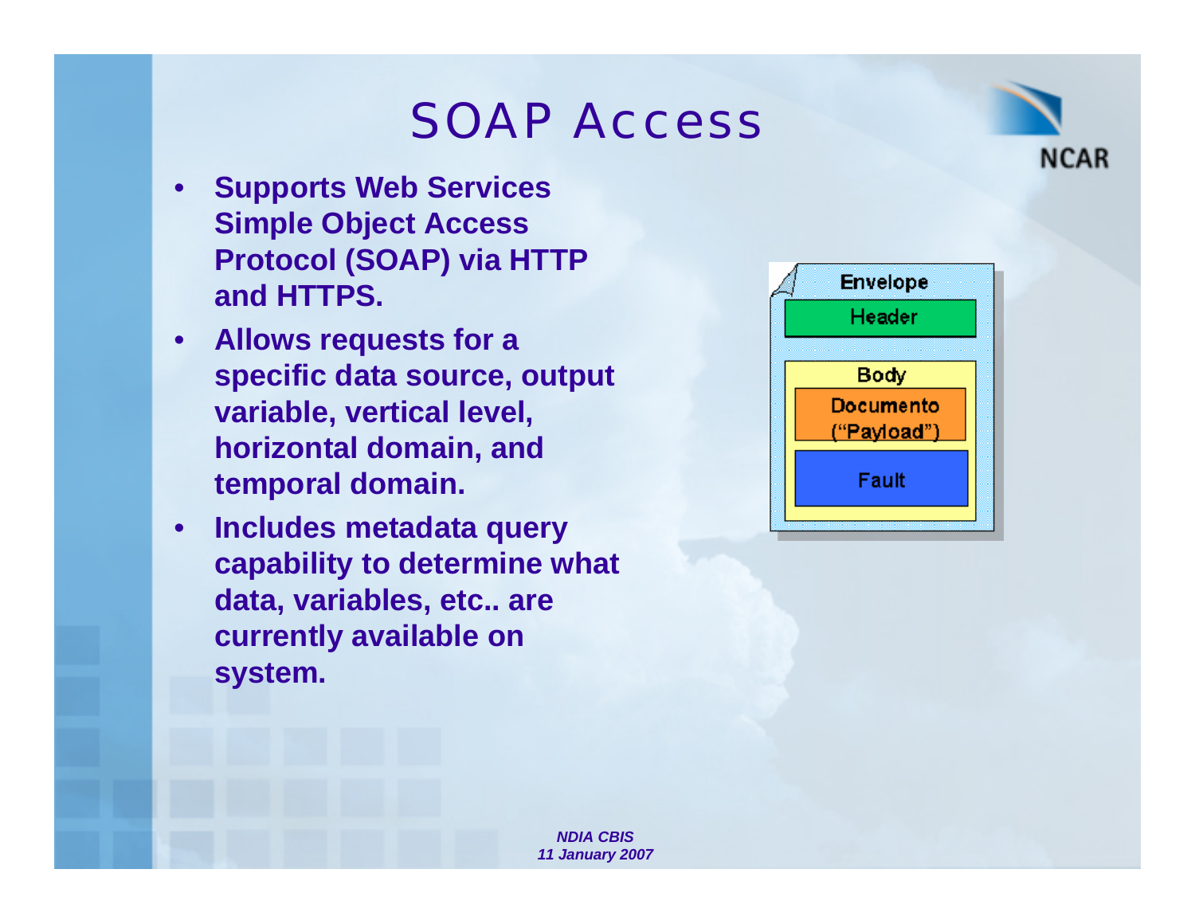# SOAP Access

- **Supports Web Services Simple Object Access Protocol (SOAP) via HTTP and HTTPS.**
- **Allows requests for a specific data source, output variable, vertical level, horizontal domain, and temporal domain.**
- **Includes metadata query capability to determine what data, variables, etc.. are currently available on system.**

Envelope

Header

Body

Documento ("Payload")

Fault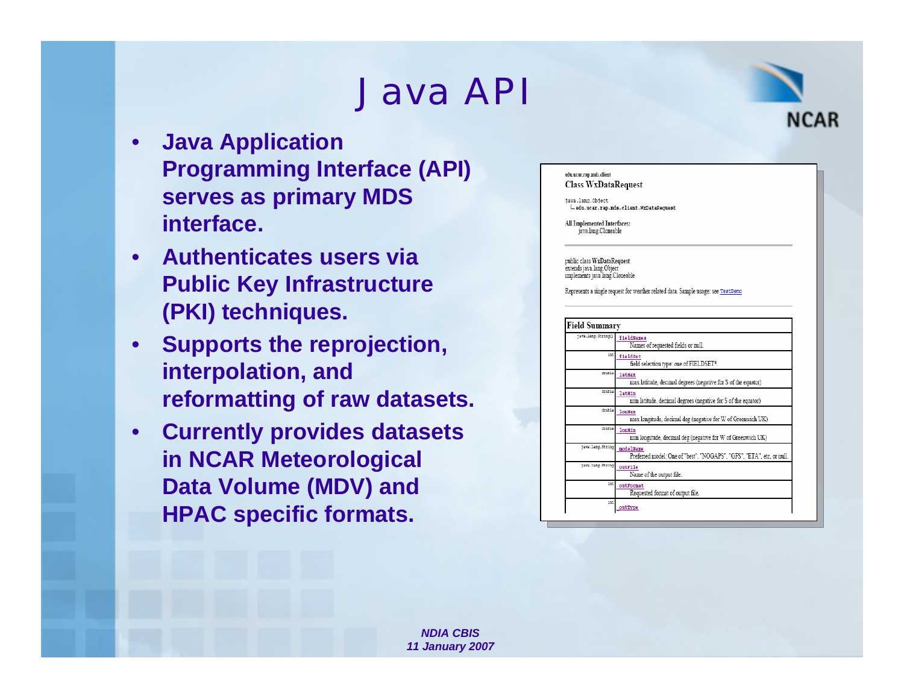# Java API

- **Java Application Programming Interface (API) serves as primary MDS interface.**
- **Authenticates users via Public Key Infrastructure (PKI) techniques.**
- **Supports the reprojection, interpolation, and reformatting of raw datasets.**
- **Currently provides datasets in NCAR Meteorological Data Volume (MDV) and HPAC specific formats.**

edu.ucar.rap.mds.client

**Class WxDataRequest**

```
java.lang.Object
  └ edu.ucar.rap.mds.client.WxDataRequest
```

**All Implemented Interfaces:**
java.lang.Cloneable

public class **WxDataRequest**
extends java.lang.Object
implements java.lang.Cloneable

Represents a single request for weather related data. Sample usage: see TestDemo

| Field Summary | |
|---|---|
| java.lang.String[] | fieldNames<br>Names of requested fields or null. |
| int | fieldSet<br>field selection type: one of FIELDSET*. |
| double | latMax<br>max latitude, decimal degrees (negative for S of the equator) |
| double | latMin<br>min latitude, decimal degrees (negative for S of the equator) |
| double | lonMax<br>max longitude, decimal deg (negative for W of Greenwich UK) |
| double | lonMin<br>min longitude, decimal deg (negative for W of Greenwich UK) |
| java.lang.String | modelName<br>Preferred model: One of "best", "NOGAPS", "GFS", "ETA", etc, or null. |
| java.lang.String | outFile<br>Name of the output file. |
| int | outFormat<br>Requested format of output file. |
| int | outType |

*NDIA CBIS*
*11 January 2007*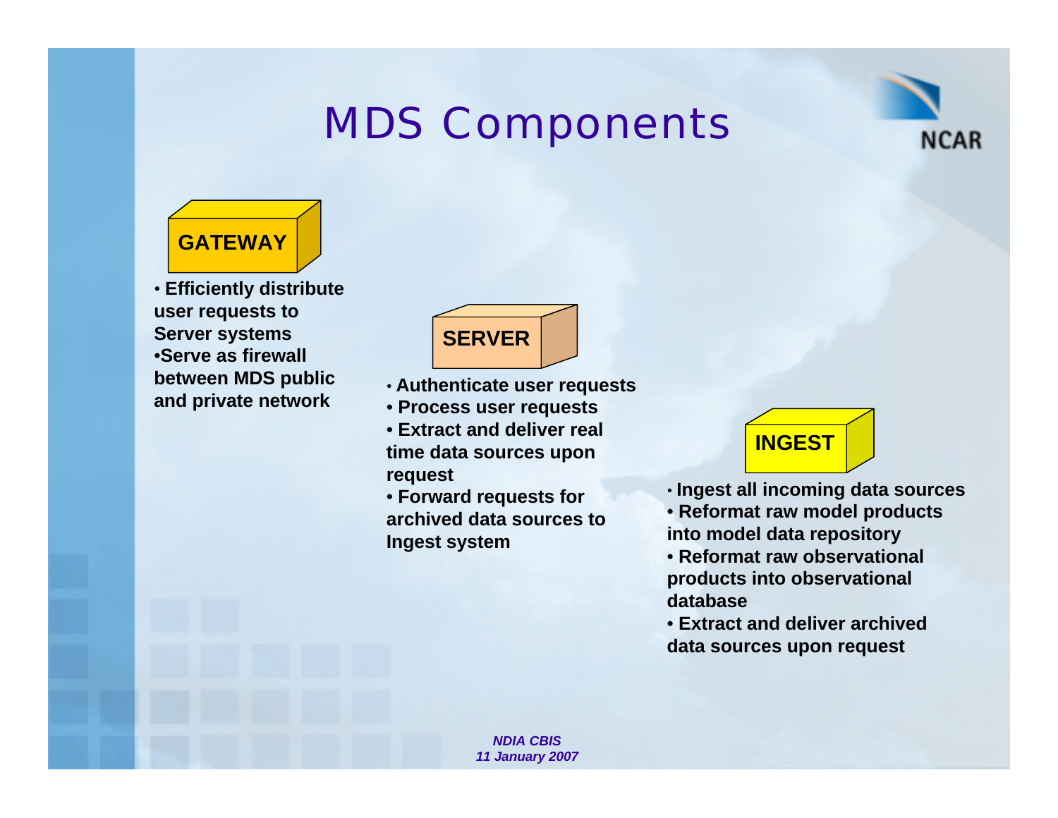# MDS Components

## GATEWAY

- Efficiently distribute user requests to Server systems
- Serve as firewall between MDS public and private network

## SERVER

- Authenticate user requests
- Process user requests
- Extract and deliver real time data sources upon request
- Forward requests for archived data sources to Ingest system

## INGEST

- Ingest all incoming data sources
- Reformat raw model products into model data repository
- Reformat raw observational products into observational database
- Extract and deliver archived data sources upon request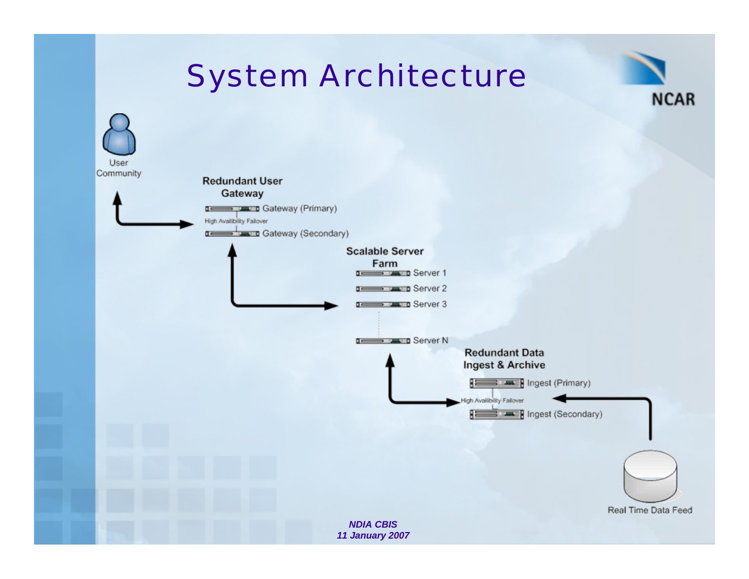# System Architecture

User Community

**Redundant User Gateway**

Gateway (Primary)

High Availibility Failover

Gateway (Secondary)

**Scalable Server Farm**

Server 1

Server 2

Server 3

Server N

**Redundant Data Ingest & Archive**

Ingest (Primary)

High Availibility Failover

Ingest (Secondary)

Real Time Data Feed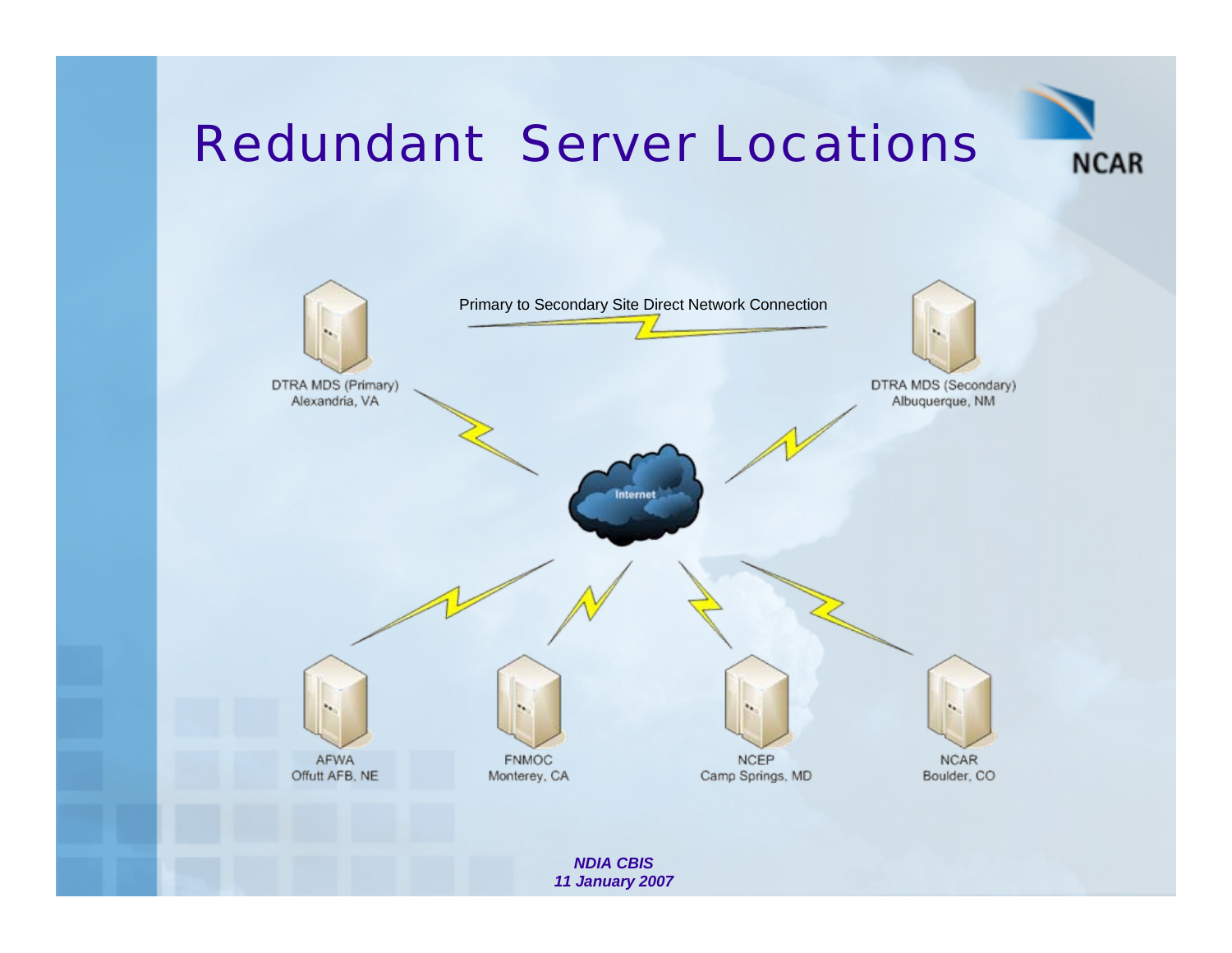# Redundant Server Locations

Primary to Secondary Site Direct Network Connection

DTRA MDS (Primary)
Alexandria, VA

DTRA MDS (Secondary)
Albuquerque, NM

Internet

AFWA
Offutt AFB, NE

FNMOC
Monterey, CA

NCEP
Camp Springs, MD

NCAR
Boulder, CO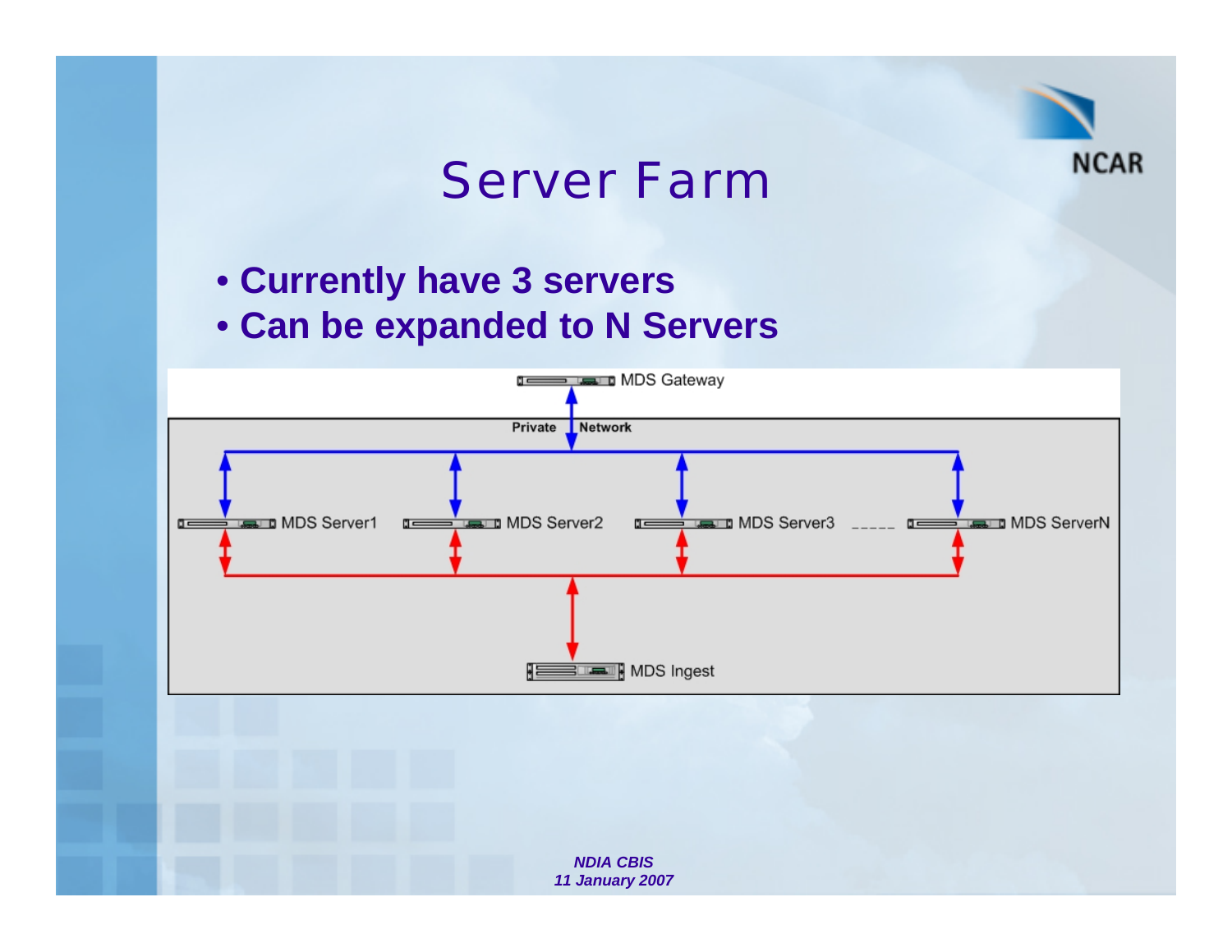# Server Farm

- **Currently have 3 servers**
- **Can be expanded to N Servers**

MDS Gateway

Private Network

MDS Server1 MDS Server2 MDS Server3 _____ MDS ServerN

MDS Ingest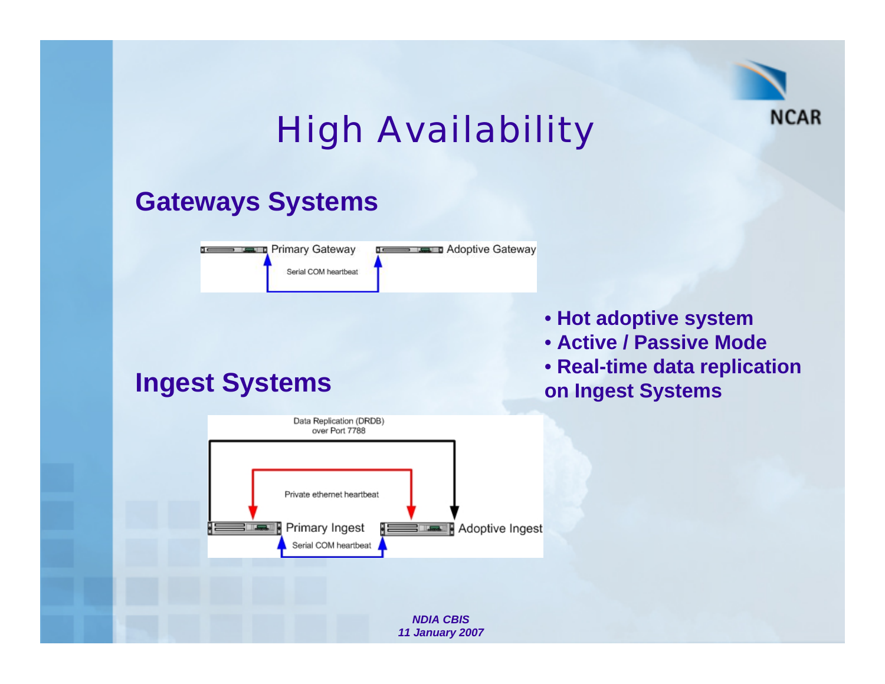# High Availability

## Gateways Systems

Primary Gateway — Serial COM heartbeat — Adoptive Gateway

## Ingest Systems

Data Replication (DRDB) over Port 7788

Private ethernet heartbeat

Primary Ingest — Serial COM heartbeat — Adoptive Ingest

- **Hot adoptive system**
- **Active / Passive Mode**
- **Real-time data replication on Ingest Systems**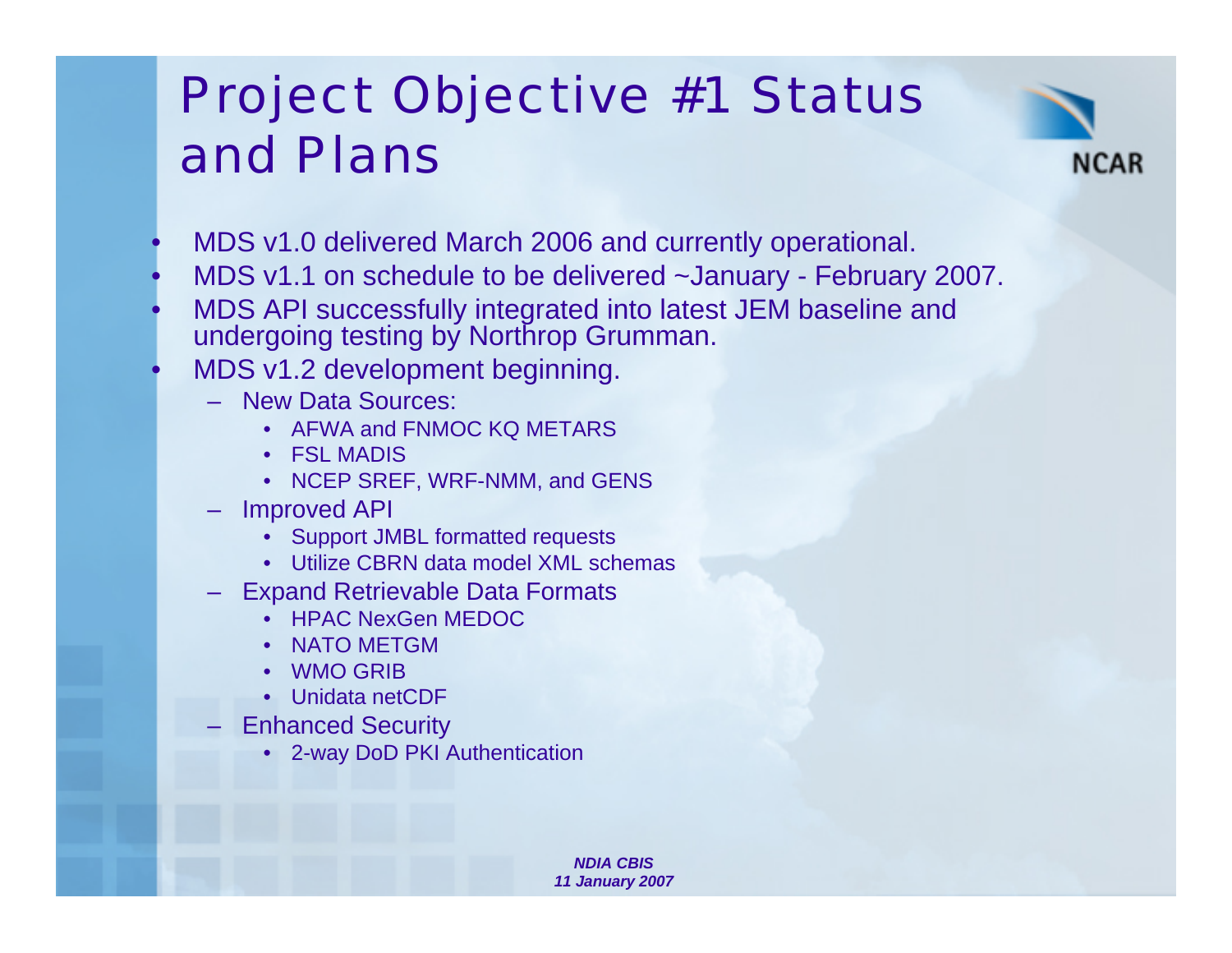# Project Objective #1 Status and Plans

- MDS v1.0 delivered March 2006 and currently operational.
- MDS v1.1 on schedule to be delivered ~January - February 2007.
- MDS API successfully integrated into latest JEM baseline and undergoing testing by Northrop Grumman.
- MDS v1.2 development beginning.
  - New Data Sources:
    - AFWA and FNMOC KQ METARS
    - FSL MADIS
    - NCEP SREF, WRF-NMM, and GENS
  - Improved API
    - Support JMBL formatted requests
    - Utilize CBRN data model XML schemas
  - Expand Retrievable Data Formats
    - HPAC NexGen MEDOC
    - NATO METGM
    - WMO GRIB
    - Unidata netCDF
  - Enhanced Security
    - 2-way DoD PKI Authentication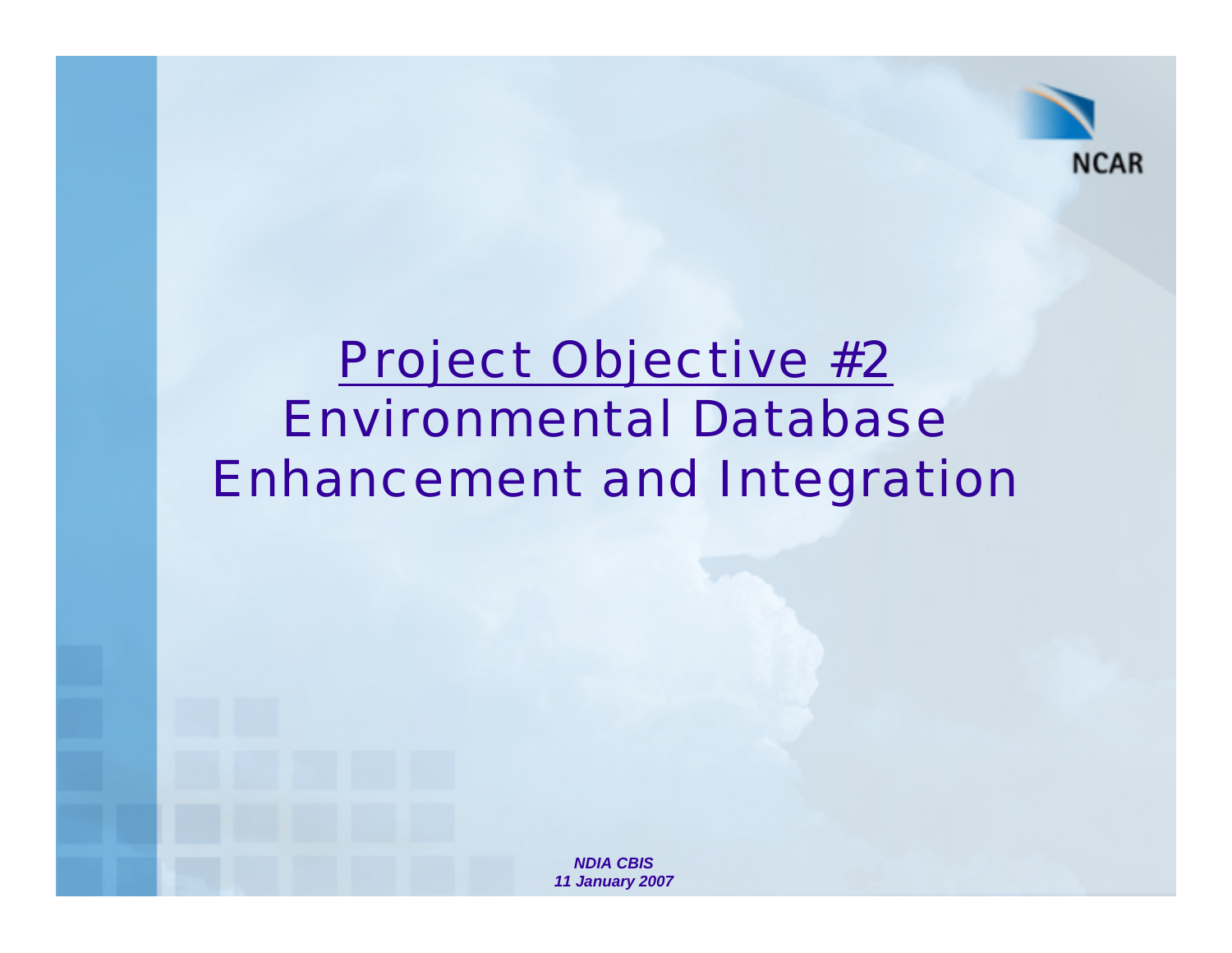# Project Objective #2

# Environmental Database Enhancement and Integration

***NDIA CBIS***
***11 January 2007***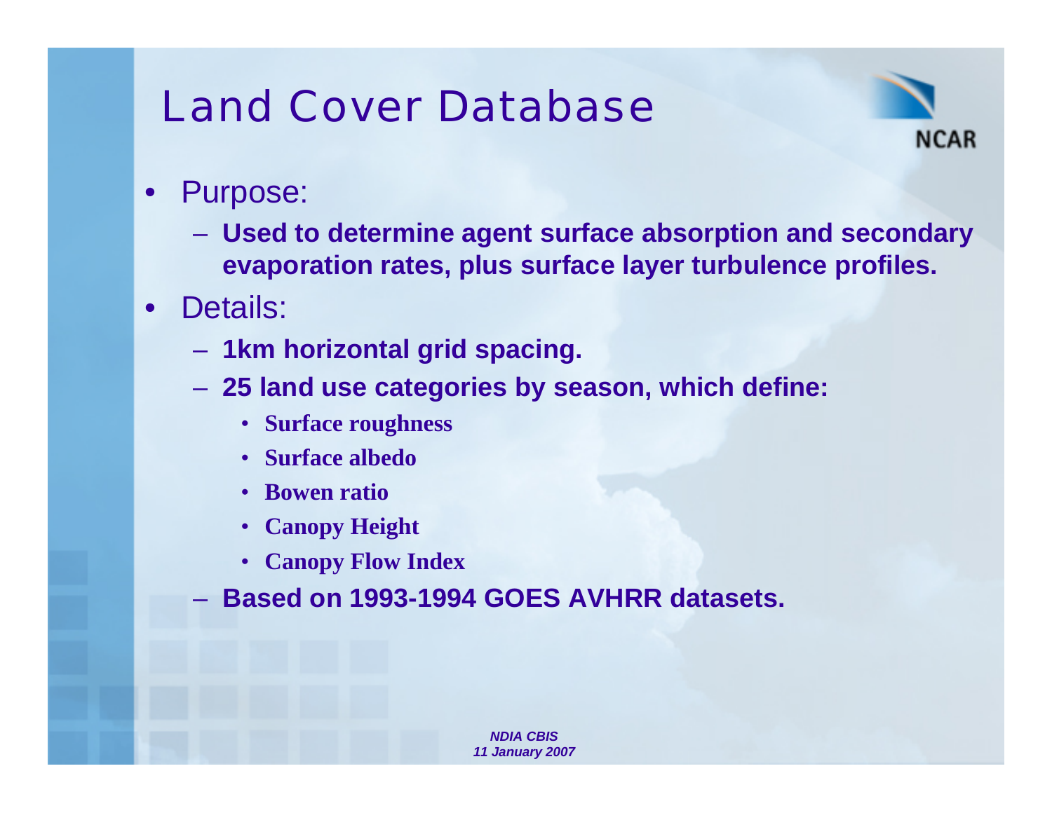# Land Cover Database

- Purpose:
  - **Used to determine agent surface absorption and secondary evaporation rates, plus surface layer turbulence profiles.**
- Details:
  - **1km horizontal grid spacing.**
  - **25 land use categories by season, which define:**
    - **Surface roughness**
    - **Surface albedo**
    - **Bowen ratio**
    - **Canopy Height**
    - **Canopy Flow Index**
  - **Based on 1993-1994 GOES AVHRR datasets.**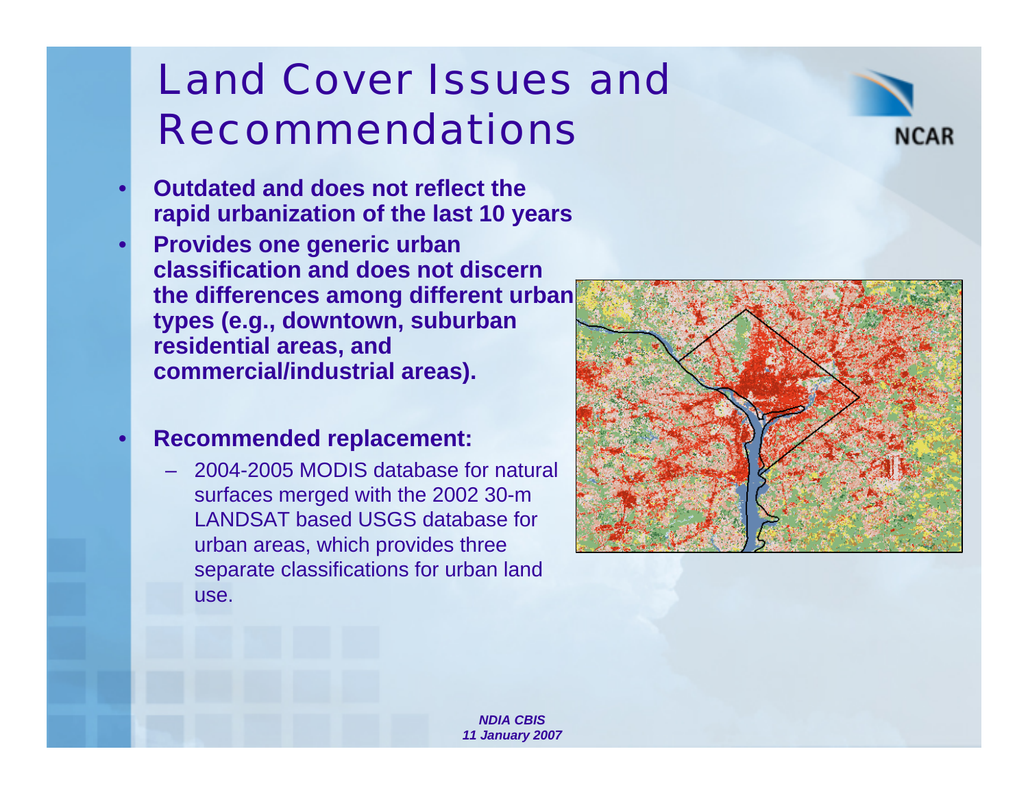# Land Cover Issues and Recommendations

- **Outdated and does not reflect the rapid urbanization of the last 10 years**
- **Provides one generic urban classification and does not discern the differences among different urban types (e.g., downtown, suburban residential areas, and commercial/industrial areas).**
- **Recommended replacement:**
  - 2004-2005 MODIS database for natural surfaces merged with the 2002 30-m LANDSAT based USGS database for urban areas, which provides three separate classifications for urban land use.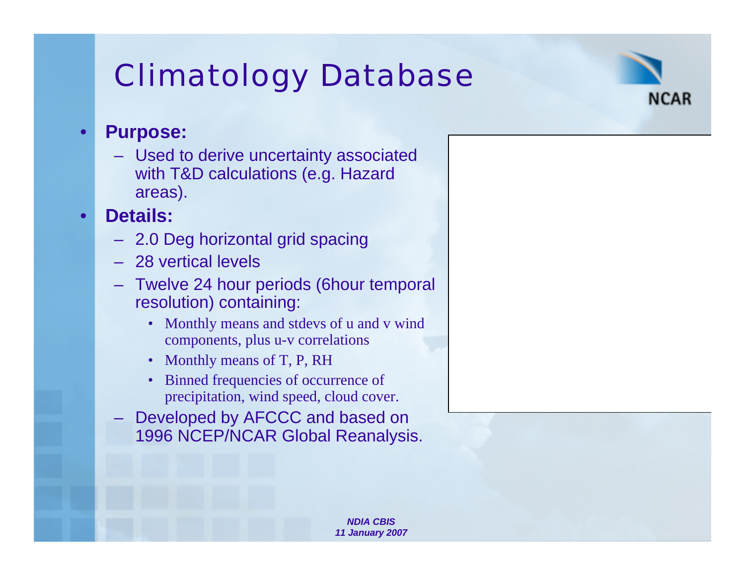# Climatology Database

- **Purpose:**
  - Used to derive uncertainty associated with T&D calculations (e.g. Hazard areas).
- **Details:**
  - 2.0 Deg horizontal grid spacing
  - 28 vertical levels
  - Twelve 24 hour periods (6hour temporal resolution) containing:
    - Monthly means and stdevs of u and v wind components, plus u-v correlations
    - Monthly means of T, P, RH
    - Binned frequencies of occurrence of precipitation, wind speed, cloud cover.
  - Developed by AFCCC and based on 1996 NCEP/NCAR Global Reanalysis.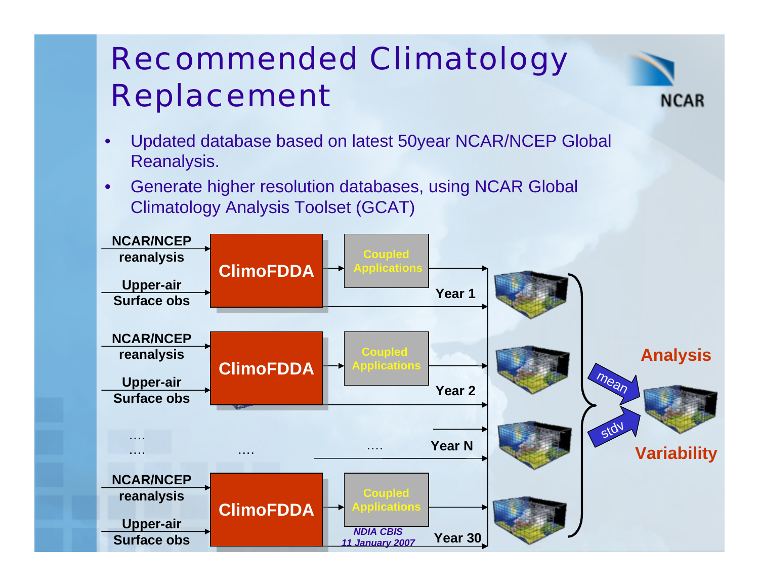# Recommended Climatology Replacement

- Updated database based on latest 50year NCAR/NCEP Global Reanalysis.
- Generate higher resolution databases, using NCAR Global Climatology Analysis Toolset (GCAT)

NCAR/NCEP reanalysis

Upper-air Surface obs

ClimoFDDA

Coupled Applications

Year 1

NCAR/NCEP reanalysis

Upper-air Surface obs

ClimoFDDA

Coupled Applications

Year 2

…. ….  ….  ….  Year N

NCAR/NCEP reanalysis

Upper-air Surface obs

ClimoFDDA

Coupled Applications

Year 30

mean

stdv

Analysis

Variability

*NDIA CBIS 11 January 2007*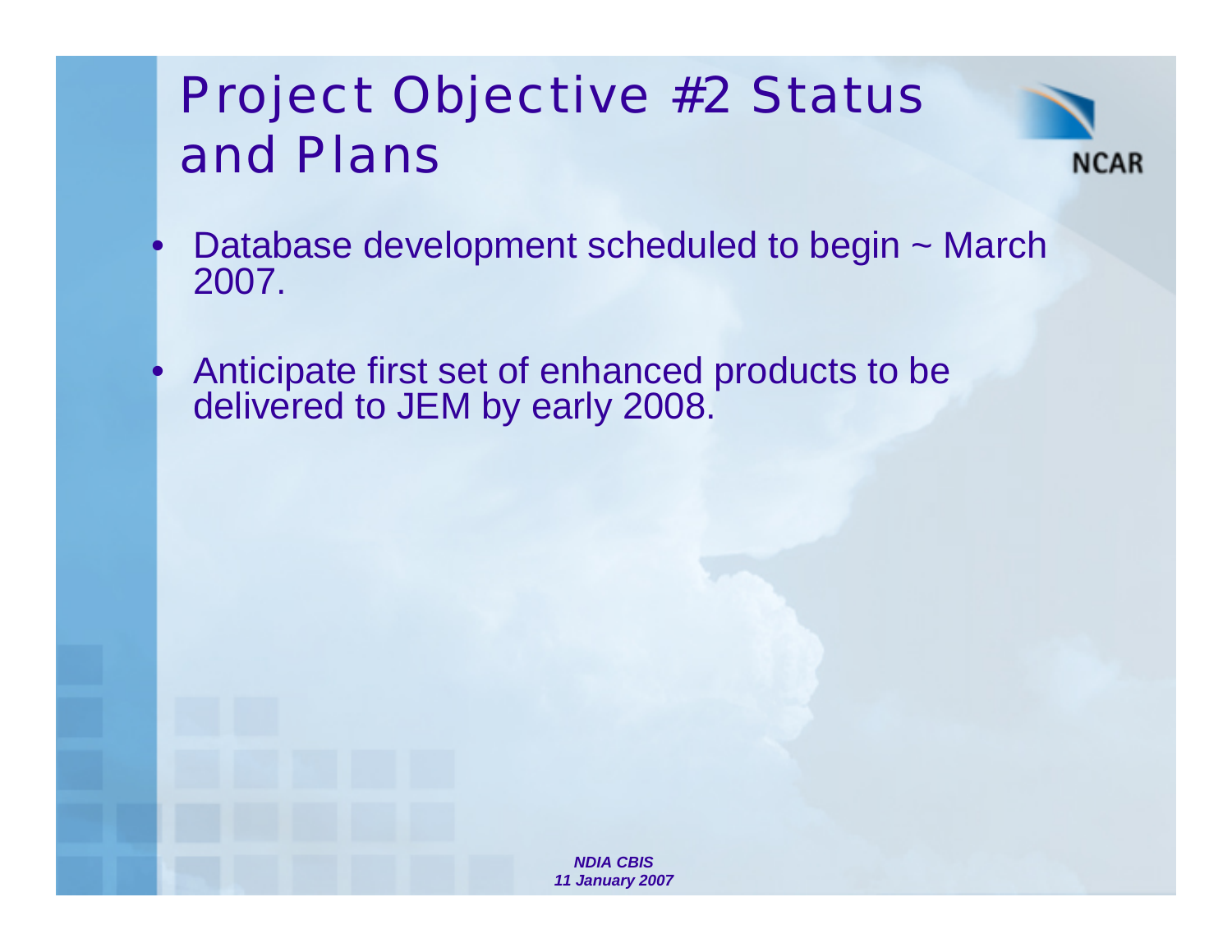# Project Objective #2 Status and Plans

- Database development scheduled to begin ~ March 2007.
- Anticipate first set of enhanced products to be delivered to JEM by early 2008.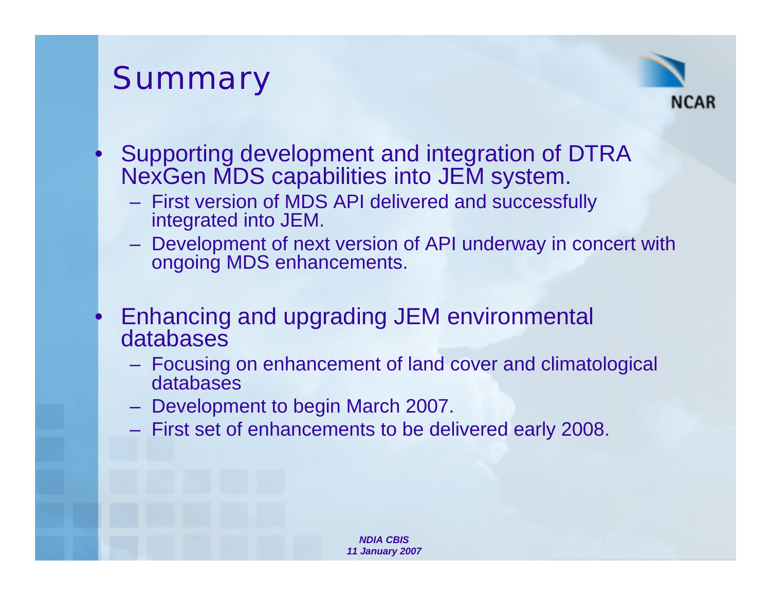# Summary

- Supporting development and integration of DTRA NexGen MDS capabilities into JEM system.
  - First version of MDS API delivered and successfully integrated into JEM.
  - Development of next version of API underway in concert with ongoing MDS enhancements.
- Enhancing and upgrading JEM environmental databases
  - Focusing on enhancement of land cover and climatological databases
  - Development to begin March 2007.
  - First set of enhancements to be delivered early 2008.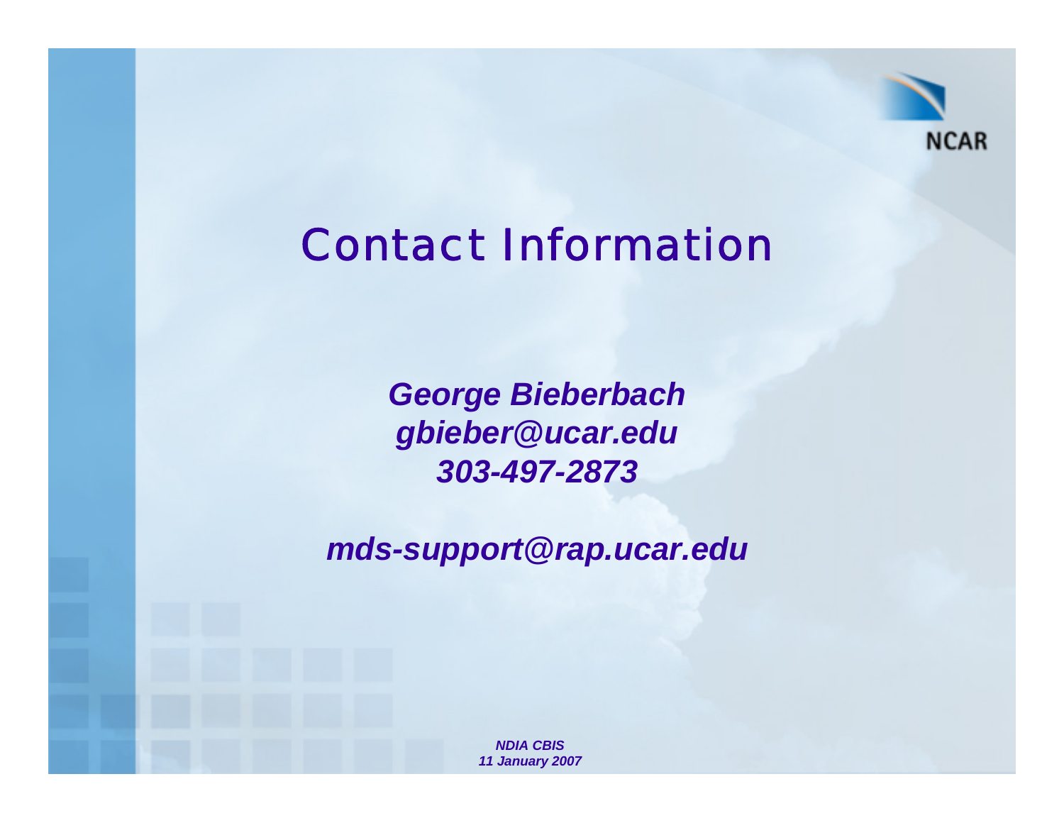# Contact Information

***George Bieberbach***
***gbieber@ucar.edu***
***303-497-2873***

***mds-support@rap.ucar.edu***